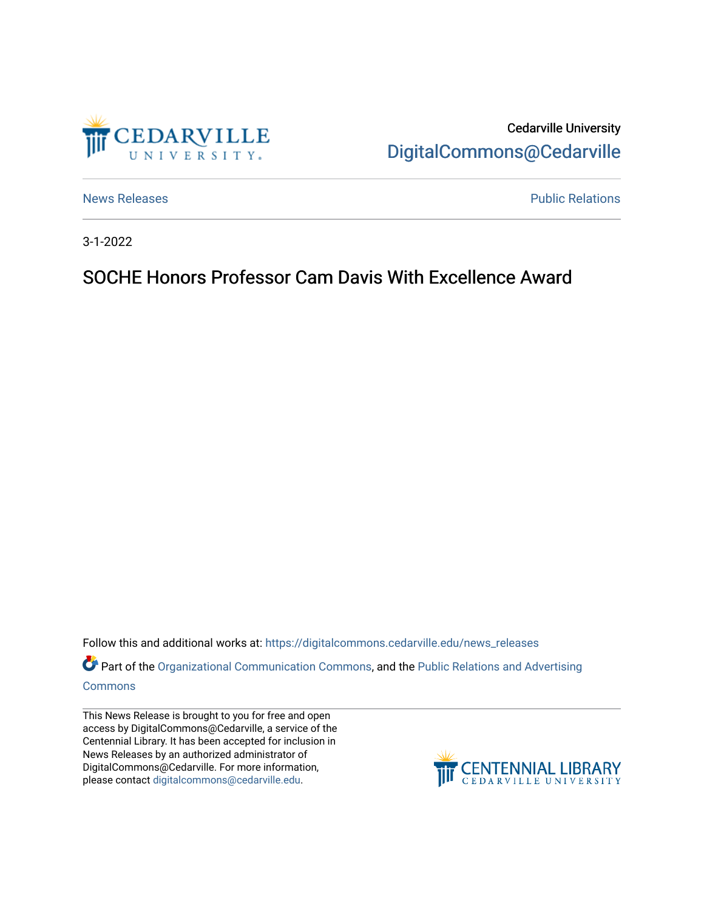Cedarville University
DigitalCommons@Cedarville

News Releases | Public Relations

3-1-2022

# SOCHE Honors Professor Cam Davis With Excellence Award

Follow this and additional works at: https://digitalcommons.cedarville.edu/news_releases

Part of the Organizational Communication Commons, and the Public Relations and Advertising Commons

This News Release is brought to you for free and open access by DigitalCommons@Cedarville, a service of the Centennial Library. It has been accepted for inclusion in News Releases by an authorized administrator of DigitalCommons@Cedarville. For more information, please contact digitalcommons@cedarville.edu.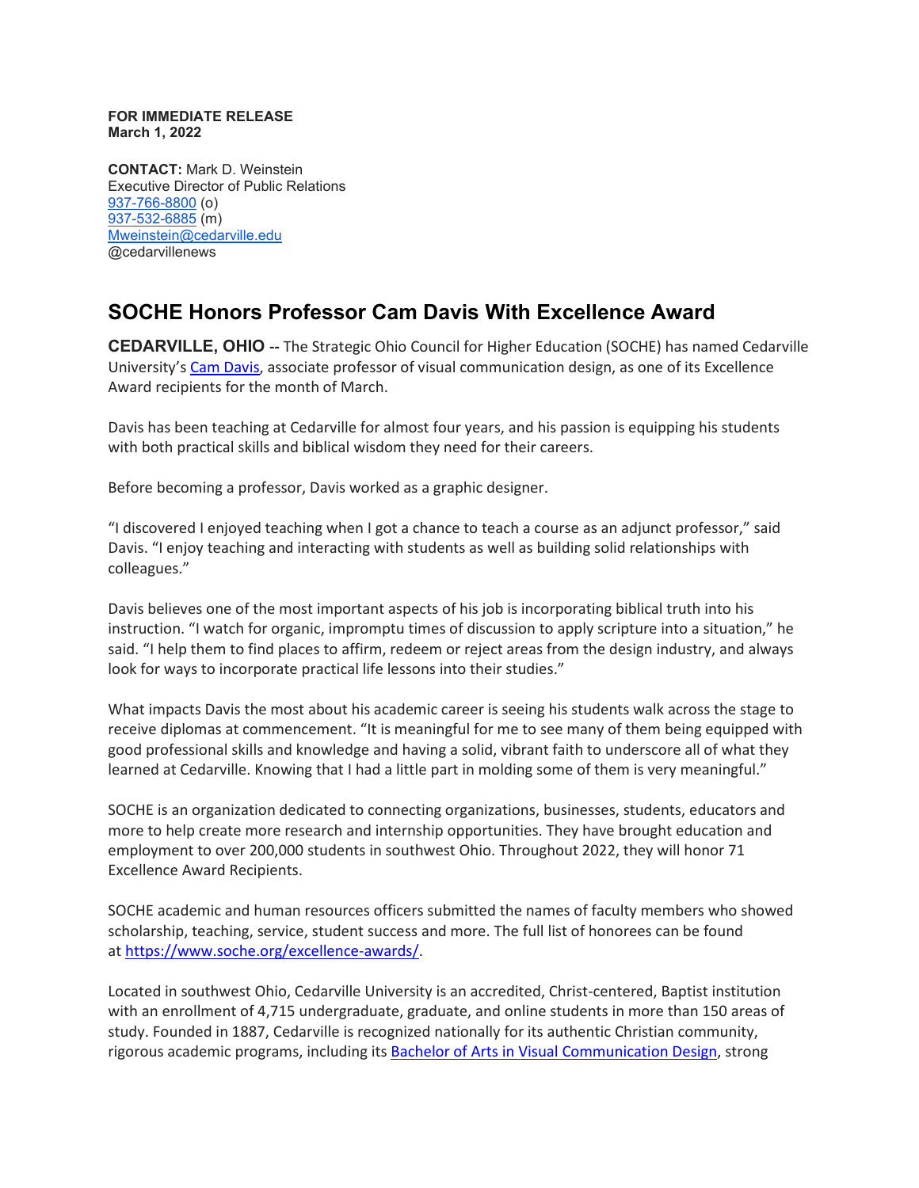**FOR IMMEDIATE RELEASE**
**March 1, 2022**

**CONTACT:** Mark D. Weinstein
Executive Director of Public Relations
937-766-8800 (o)
937-532-6885 (m)
Mweinstein@cedarville.edu
@cedarvillenews

## SOCHE Honors Professor Cam Davis With Excellence Award

**CEDARVILLE, OHIO --** The Strategic Ohio Council for Higher Education (SOCHE) has named Cedarville University's Cam Davis, associate professor of visual communication design, as one of its Excellence Award recipients for the month of March.

Davis has been teaching at Cedarville for almost four years, and his passion is equipping his students with both practical skills and biblical wisdom they need for their careers.

Before becoming a professor, Davis worked as a graphic designer.

"I discovered I enjoyed teaching when I got a chance to teach a course as an adjunct professor," said Davis. "I enjoy teaching and interacting with students as well as building solid relationships with colleagues."

Davis believes one of the most important aspects of his job is incorporating biblical truth into his instruction. "I watch for organic, impromptu times of discussion to apply scripture into a situation," he said. "I help them to find places to affirm, redeem or reject areas from the design industry, and always look for ways to incorporate practical life lessons into their studies."

What impacts Davis the most about his academic career is seeing his students walk across the stage to receive diplomas at commencement. "It is meaningful for me to see many of them being equipped with good professional skills and knowledge and having a solid, vibrant faith to underscore all of what they learned at Cedarville. Knowing that I had a little part in molding some of them is very meaningful."

SOCHE is an organization dedicated to connecting organizations, businesses, students, educators and more to help create more research and internship opportunities. They have brought education and employment to over 200,000 students in southwest Ohio. Throughout 2022, they will honor 71 Excellence Award Recipients.

SOCHE academic and human resources officers submitted the names of faculty members who showed scholarship, teaching, service, student success and more. The full list of honorees can be found at https://www.soche.org/excellence-awards/.

Located in southwest Ohio, Cedarville University is an accredited, Christ-centered, Baptist institution with an enrollment of 4,715 undergraduate, graduate, and online students in more than 150 areas of study. Founded in 1887, Cedarville is recognized nationally for its authentic Christian community, rigorous academic programs, including its Bachelor of Arts in Visual Communication Design, strong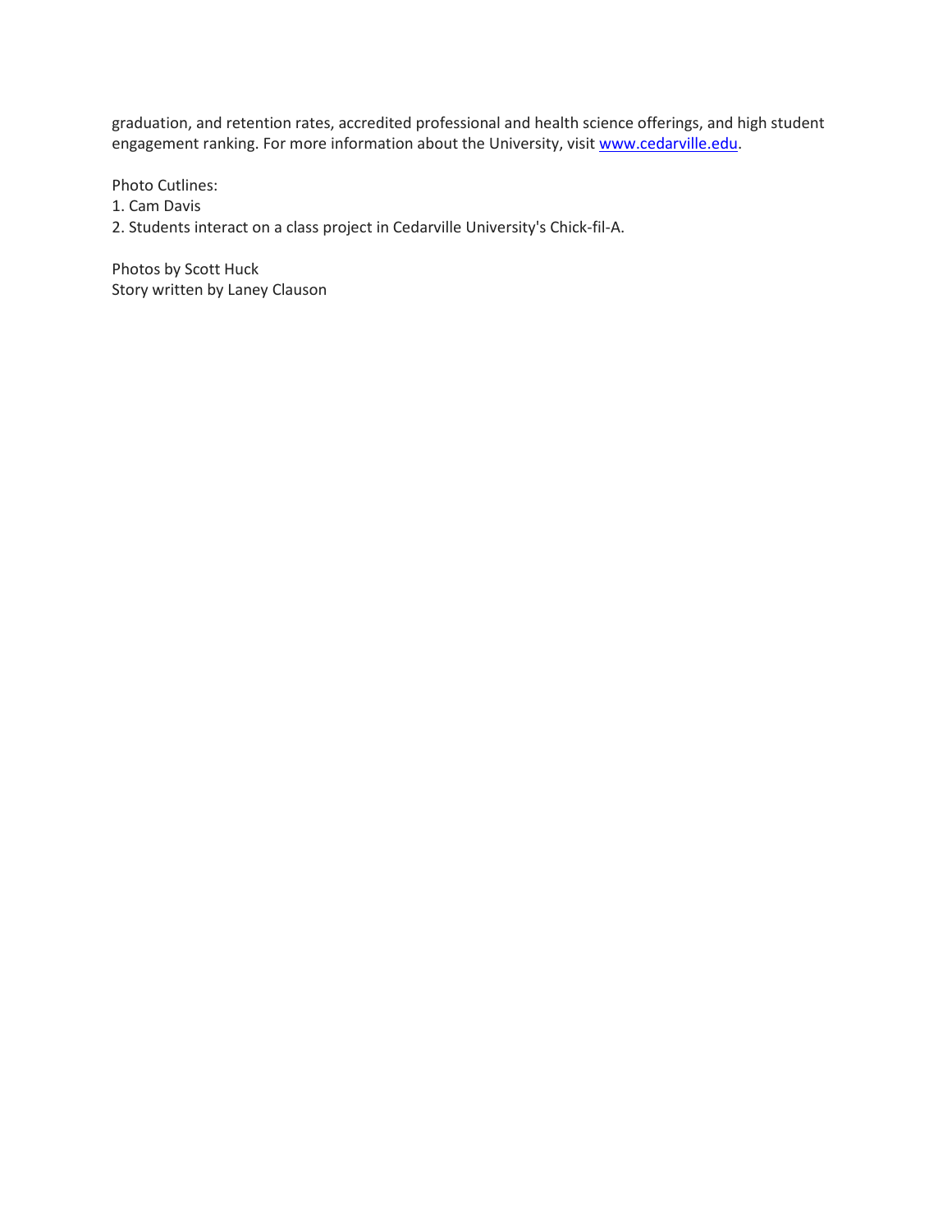graduation, and retention rates, accredited professional and health science offerings, and high student engagement ranking. For more information about the University, visit [www.cedarville.edu](http://www.cedarville.edu).

Photo Cutlines:

1. Cam Davis
2. Students interact on a class project in Cedarville University's Chick-fil-A.

Photos by Scott Huck
Story written by Laney Clauson